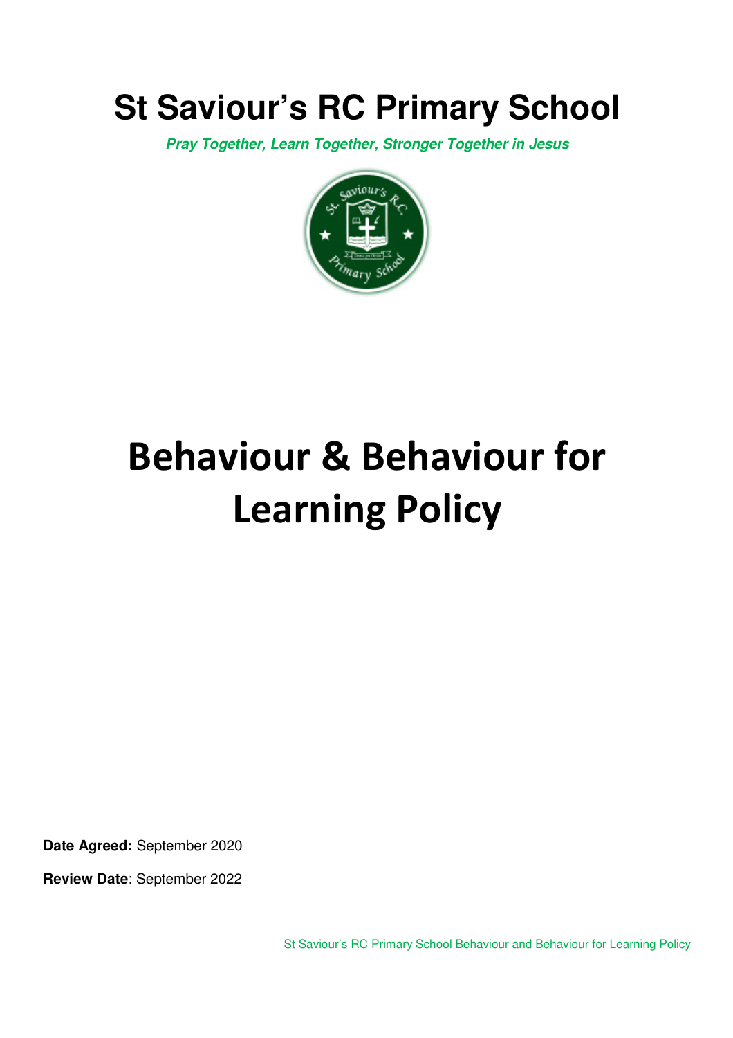# St Saviour's RC Primary School

***Pray Together, Learn Together, Stronger Together in Jesus***

# Behaviour & Behaviour for Learning Policy

**Date Agreed:** September 2020

**Review Date**: September 2022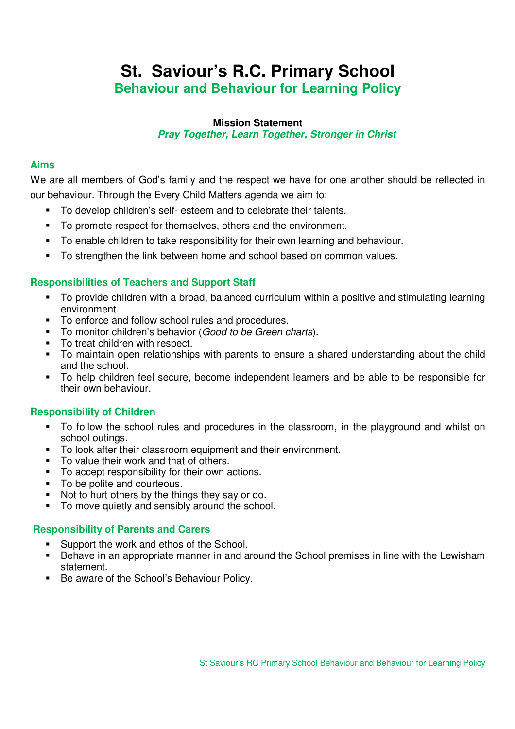# St. Saviour's R.C. Primary School

## Behaviour and Behaviour for Learning Policy

**Mission Statement**

***Pray Together, Learn Together, Stronger in Christ***

### Aims

We are all members of God's family and the respect we have for one another should be reflected in our behaviour. Through the Every Child Matters agenda we aim to:

- To develop children's self- esteem and to celebrate their talents.
- To promote respect for themselves, others and the environment.
- To enable children to take responsibility for their own learning and behaviour.
- To strengthen the link between home and school based on common values.

### Responsibilities of Teachers and Support Staff

- To provide children with a broad, balanced curriculum within a positive and stimulating learning environment.
- To enforce and follow school rules and procedures.
- To monitor children's behavior (*Good to be Green charts*).
- To treat children with respect.
- To maintain open relationships with parents to ensure a shared understanding about the child and the school.
- To help children feel secure, become independent learners and be able to be responsible for their own behaviour.

### Responsibility of Children

- To follow the school rules and procedures in the classroom, in the playground and whilst on school outings.
- To look after their classroom equipment and their environment.
- To value their work and that of others.
- To accept responsibility for their own actions.
- To be polite and courteous.
- Not to hurt others by the things they say or do.
- To move quietly and sensibly around the school.

### Responsibility of Parents and Carers

- Support the work and ethos of the School.
- Behave in an appropriate manner in and around the School premises in line with the Lewisham statement.
- Be aware of the School's Behaviour Policy.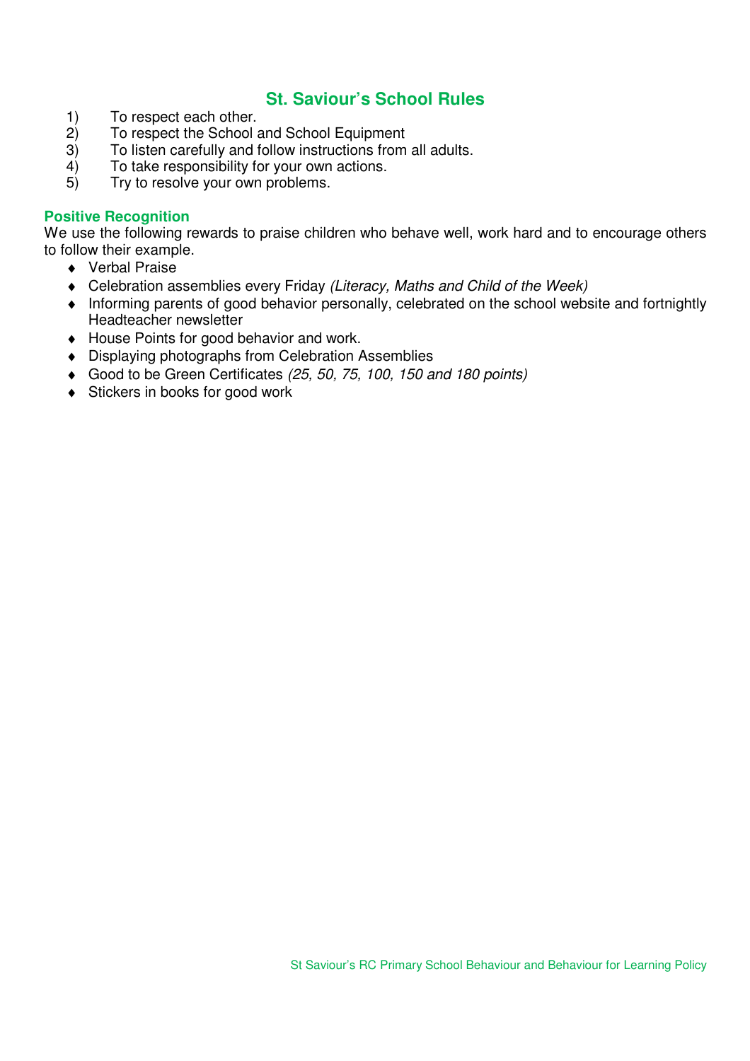## St. Saviour's School Rules

1) To respect each other.
2) To respect the School and School Equipment
3) To listen carefully and follow instructions from all adults.
4) To take responsibility for your own actions.
5) Try to resolve your own problems.

### Positive Recognition

We use the following rewards to praise children who behave well, work hard and to encourage others to follow their example.

- Verbal Praise
- Celebration assemblies every Friday *(Literacy, Maths and Child of the Week)*
- Informing parents of good behavior personally, celebrated on the school website and fortnightly Headteacher newsletter
- House Points for good behavior and work.
- Displaying photographs from Celebration Assemblies
- Good to be Green Certificates *(25, 50, 75, 100, 150 and 180 points)*
- Stickers in books for good work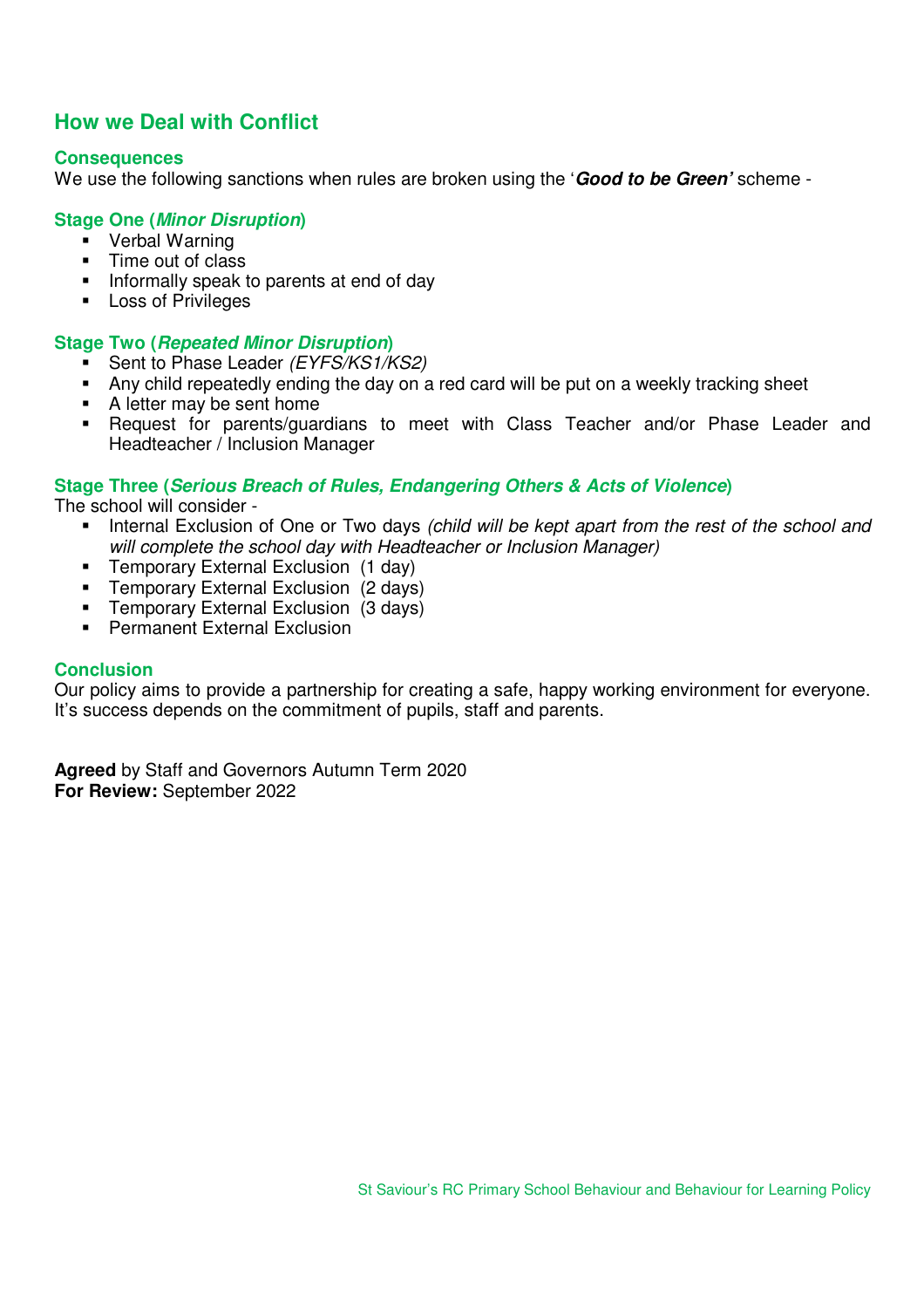## How we Deal with Conflict

### Consequences

We use the following sanctions when rules are broken using the '***Good to be Green'*** scheme -

### Stage One (*Minor Disruption*)

- Verbal Warning
- Time out of class
- Informally speak to parents at end of day
- Loss of Privileges

### Stage Two (*Repeated Minor Disruption*)

- Sent to Phase Leader *(EYFS/KS1/KS2)*
- Any child repeatedly ending the day on a red card will be put on a weekly tracking sheet
- A letter may be sent home
- Request for parents/guardians to meet with Class Teacher and/or Phase Leader and Headteacher / Inclusion Manager

### Stage Three (*Serious Breach of Rules, Endangering Others & Acts of Violence*)

The school will consider -

- Internal Exclusion of One or Two days *(child will be kept apart from the rest of the school and will complete the school day with Headteacher or Inclusion Manager)*
- Temporary External Exclusion (1 day)
- Temporary External Exclusion (2 days)
- Temporary External Exclusion (3 days)
- Permanent External Exclusion

### Conclusion

Our policy aims to provide a partnership for creating a safe, happy working environment for everyone. It's success depends on the commitment of pupils, staff and parents.

**Agreed** by Staff and Governors Autumn Term 2020
**For Review:** September 2022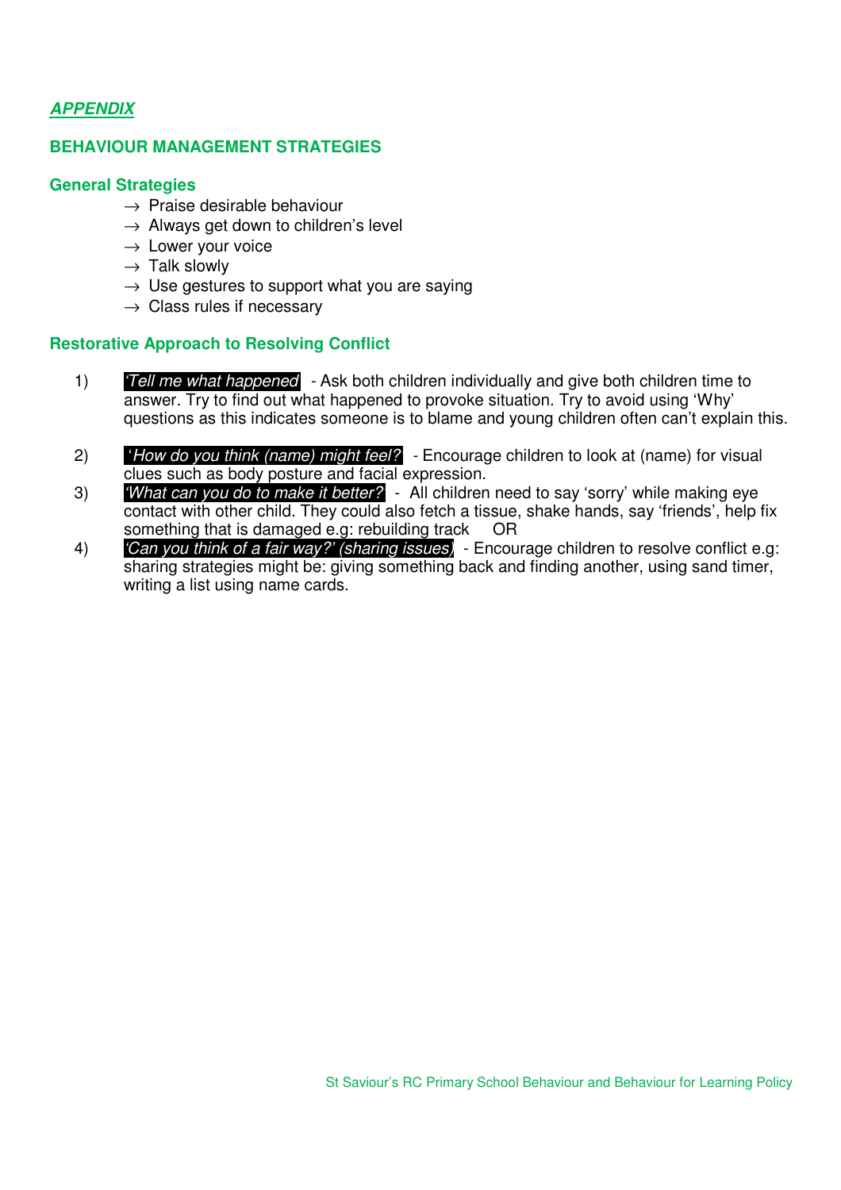## ***APPENDIX***

### BEHAVIOUR MANAGEMENT STRATEGIES

#### General Strategies

- → Praise desirable behaviour
- → Always get down to children's level
- → Lower your voice
- → Talk slowly
- → Use gestures to support what you are saying
- → Class rules if necessary

#### Restorative Approach to Resolving Conflict

1) *'Tell me what happened'* - Ask both children individually and give both children time to answer. Try to find out what happened to provoke situation. Try to avoid using 'Why' questions as this indicates someone is to blame and young children often can't explain this.

2) *'How do you think (name) might feel?'* - Encourage children to look at (name) for visual clues such as body posture and facial expression.

3) *'What can you do to make it better?'* - All children need to say 'sorry' while making eye contact with other child. They could also fetch a tissue, shake hands, say 'friends', help fix something that is damaged e.g: rebuilding track OR

4) *'Can you think of a fair way?' (sharing issues)* - Encourage children to resolve conflict e.g: sharing strategies might be: giving something back and finding another, using sand timer, writing a list using name cards.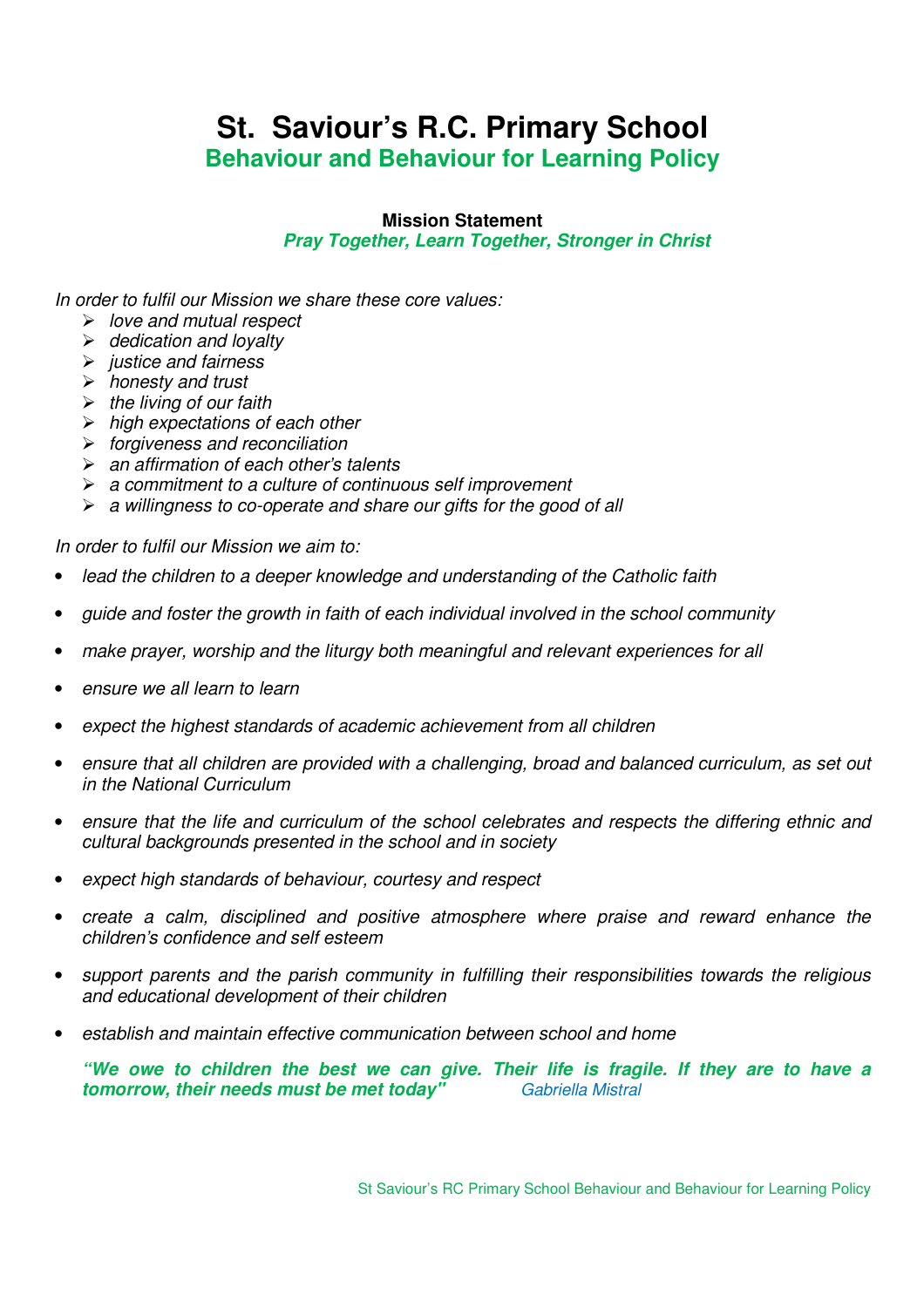# St. Saviour's R.C. Primary School

## Behaviour and Behaviour for Learning Policy

**Mission Statement**

***Pray Together, Learn Together, Stronger in Christ***

*In order to fulfil our Mission we share these core values:*

- *love and mutual respect*
- *dedication and loyalty*
- *justice and fairness*
- *honesty and trust*
- *the living of our faith*
- *high expectations of each other*
- *forgiveness and reconciliation*
- *an affirmation of each other's talents*
- *a commitment to a culture of continuous self improvement*
- *a willingness to co-operate and share our gifts for the good of all*

*In order to fulfil our Mission we aim to:*

- *lead the children to a deeper knowledge and understanding of the Catholic faith*
- *guide and foster the growth in faith of each individual involved in the school community*
- *make prayer, worship and the liturgy both meaningful and relevant experiences for all*
- *ensure we all learn to learn*
- *expect the highest standards of academic achievement from all children*
- *ensure that all children are provided with a challenging, broad and balanced curriculum, as set out in the National Curriculum*
- *ensure that the life and curriculum of the school celebrates and respects the differing ethnic and cultural backgrounds presented in the school and in society*
- *expect high standards of behaviour, courtesy and respect*
- *create a calm, disciplined and positive atmosphere where praise and reward enhance the children's confidence and self esteem*
- *support parents and the parish community in fulfilling their responsibilities towards the religious and educational development of their children*
- *establish and maintain effective communication between school and home*

***"We owe to children the best we can give. Their life is fragile. If they are to have a tomorrow, their needs must be met today"*** *Gabriella Mistral*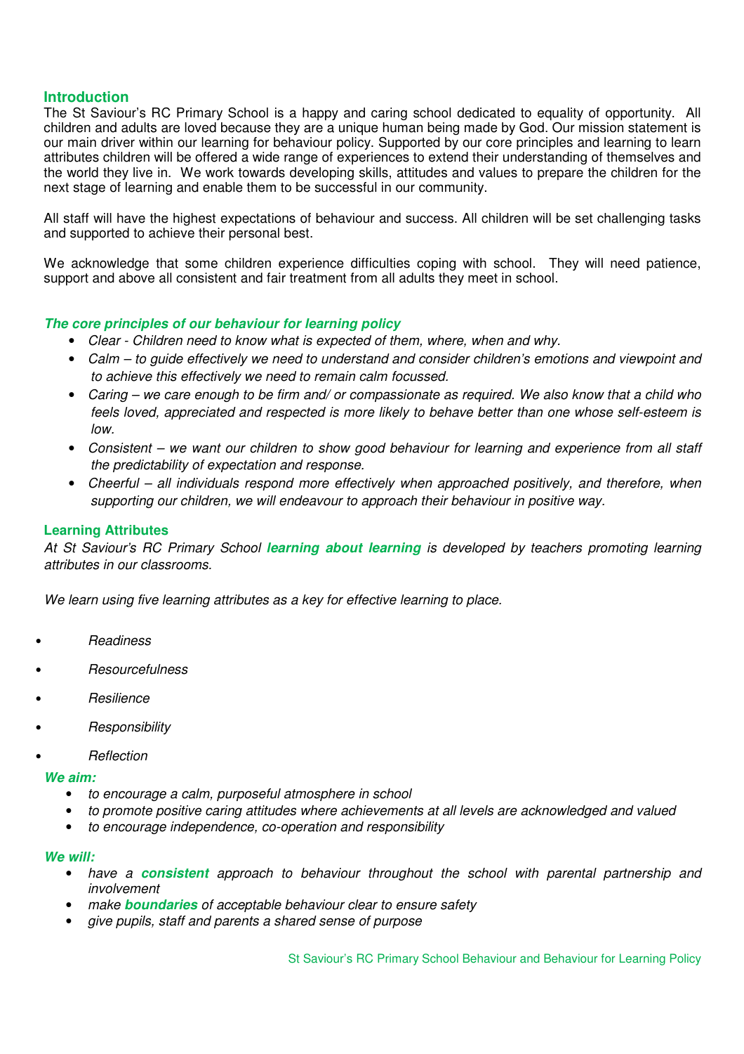## Introduction

The St Saviour's RC Primary School is a happy and caring school dedicated to equality of opportunity. All children and adults are loved because they are a unique human being made by God. Our mission statement is our main driver within our learning for behaviour policy. Supported by our core principles and learning to learn attributes children will be offered a wide range of experiences to extend their understanding of themselves and the world they live in. We work towards developing skills, attitudes and values to prepare the children for the next stage of learning and enable them to be successful in our community.

All staff will have the highest expectations of behaviour and success. All children will be set challenging tasks and supported to achieve their personal best.

We acknowledge that some children experience difficulties coping with school. They will need patience, support and above all consistent and fair treatment from all adults they meet in school.

### *The core principles of our behaviour for learning policy*

- *Clear - Children need to know what is expected of them, where, when and why.*
- *Calm – to guide effectively we need to understand and consider children's emotions and viewpoint and to achieve this effectively we need to remain calm focussed.*
- *Caring – we care enough to be firm and/ or compassionate as required. We also know that a child who feels loved, appreciated and respected is more likely to behave better than one whose self-esteem is low.*
- *Consistent – we want our children to show good behaviour for learning and experience from all staff the predictability of expectation and response.*
- *Cheerful – all individuals respond more effectively when approached positively, and therefore, when supporting our children, we will endeavour to approach their behaviour in positive way.*

### Learning Attributes

*At St Saviour's RC Primary School* ***learning about learning*** *is developed by teachers promoting learning attributes in our classrooms.*

*We learn using five learning attributes as a key for effective learning to place.*

- *Readiness*
- *Resourcefulness*
- *Resilience*
- *Responsibility*
- *Reflection*

***We aim:***

- *to encourage a calm, purposeful atmosphere in school*
- *to promote positive caring attitudes where achievements at all levels are acknowledged and valued*
- *to encourage independence, co-operation and responsibility*

***We will:***

- *have a* ***consistent*** *approach to behaviour throughout the school with parental partnership and involvement*
- *make* ***boundaries*** *of acceptable behaviour clear to ensure safety*
- *give pupils, staff and parents a shared sense of purpose*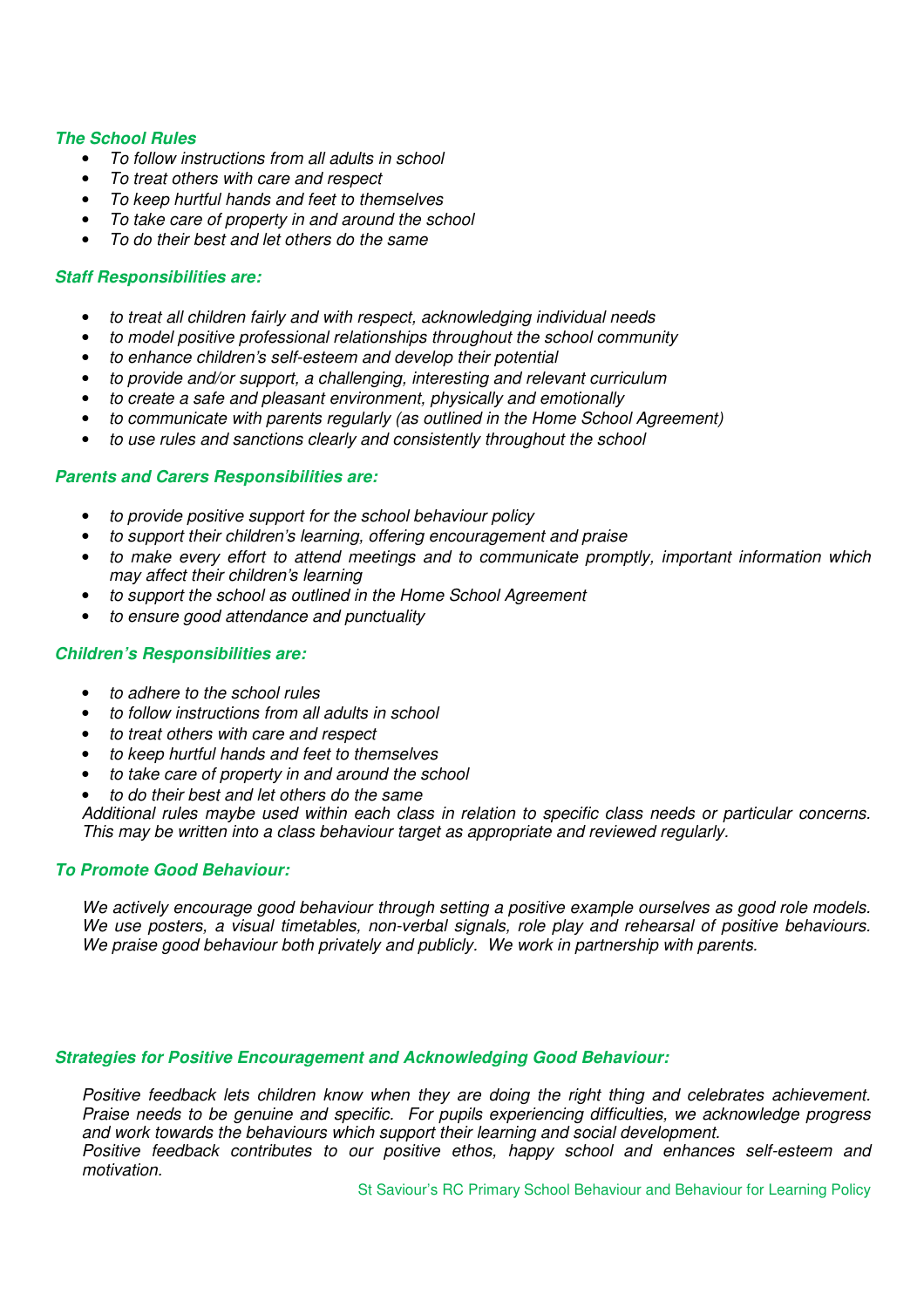### *The School Rules*

- *To follow instructions from all adults in school*
- *To treat others with care and respect*
- *To keep hurtful hands and feet to themselves*
- *To take care of property in and around the school*
- *To do their best and let others do the same*

### *Staff Responsibilities are:*

- *to treat all children fairly and with respect, acknowledging individual needs*
- *to model positive professional relationships throughout the school community*
- *to enhance children's self-esteem and develop their potential*
- *to provide and/or support, a challenging, interesting and relevant curriculum*
- *to create a safe and pleasant environment, physically and emotionally*
- *to communicate with parents regularly (as outlined in the Home School Agreement)*
- *to use rules and sanctions clearly and consistently throughout the school*

### *Parents and Carers Responsibilities are:*

- *to provide positive support for the school behaviour policy*
- *to support their children's learning, offering encouragement and praise*
- *to make every effort to attend meetings and to communicate promptly, important information which may affect their children's learning*
- *to support the school as outlined in the Home School Agreement*
- *to ensure good attendance and punctuality*

### *Children's Responsibilities are:*

- *to adhere to the school rules*
- *to follow instructions from all adults in school*
- *to treat others with care and respect*
- *to keep hurtful hands and feet to themselves*
- *to take care of property in and around the school*
- *to do their best and let others do the same*

*Additional rules maybe used within each class in relation to specific class needs or particular concerns. This may be written into a class behaviour target as appropriate and reviewed regularly.*

### *To Promote Good Behaviour:*

*We actively encourage good behaviour through setting a positive example ourselves as good role models. We use posters, a visual timetables, non-verbal signals, role play and rehearsal of positive behaviours. We praise good behaviour both privately and publicly. We work in partnership with parents.*

### *Strategies for Positive Encouragement and Acknowledging Good Behaviour:*

*Positive feedback lets children know when they are doing the right thing and celebrates achievement. Praise needs to be genuine and specific. For pupils experiencing difficulties, we acknowledge progress and work towards the behaviours which support their learning and social development.*

*Positive feedback contributes to our positive ethos, happy school and enhances self-esteem and motivation.*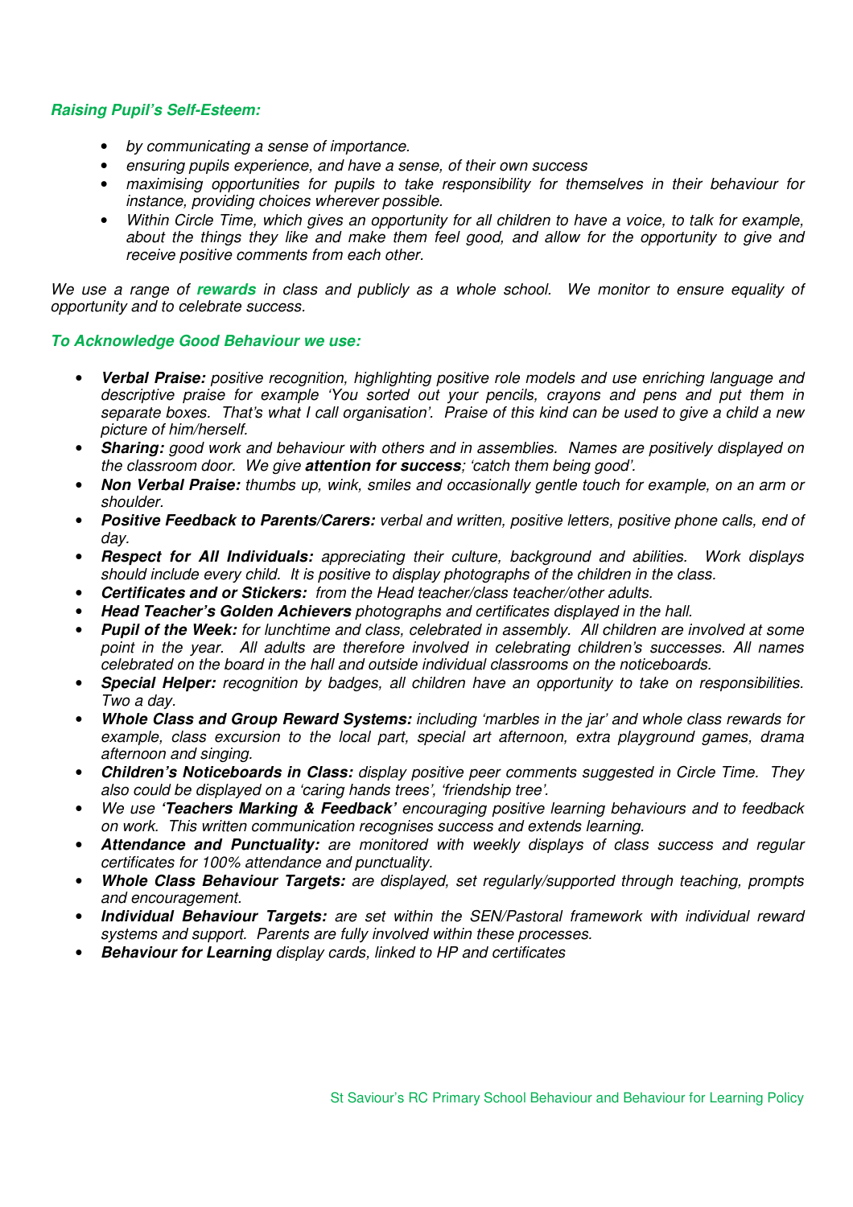***Raising Pupil's Self-Esteem:***

- *by communicating a sense of importance.*
- *ensuring pupils experience, and have a sense, of their own success*
- *maximising opportunities for pupils to take responsibility for themselves in their behaviour for instance, providing choices wherever possible.*
- *Within Circle Time, which gives an opportunity for all children to have a voice, to talk for example, about the things they like and make them feel good, and allow for the opportunity to give and receive positive comments from each other.*

*We use a range of **rewards** in class and publicly as a whole school. We monitor to ensure equality of opportunity and to celebrate success.*

***To Acknowledge Good Behaviour we use:***

- ***Verbal Praise:** positive recognition, highlighting positive role models and use enriching language and descriptive praise for example 'You sorted out your pencils, crayons and pens and put them in separate boxes. That's what I call organisation'. Praise of this kind can be used to give a child a new picture of him/herself.*
- ***Sharing:** good work and behaviour with others and in assemblies. Names are positively displayed on the classroom door. We give **attention for success**; 'catch them being good'.*
- ***Non Verbal Praise:** thumbs up, wink, smiles and occasionally gentle touch for example, on an arm or shoulder.*
- ***Positive Feedback to Parents/Carers:** verbal and written, positive letters, positive phone calls, end of day.*
- ***Respect for All Individuals:** appreciating their culture, background and abilities. Work displays should include every child. It is positive to display photographs of the children in the class.*
- ***Certificates and or Stickers:** from the Head teacher/class teacher/other adults.*
- ***Head Teacher's Golden Achievers** photographs and certificates displayed in the hall.*
- ***Pupil of the Week:** for lunchtime and class, celebrated in assembly. All children are involved at some point in the year. All adults are therefore involved in celebrating children's successes. All names celebrated on the board in the hall and outside individual classrooms on the noticeboards.*
- ***Special Helper:** recognition by badges, all children have an opportunity to take on responsibilities. Two a day.*
- ***Whole Class and Group Reward Systems:** including 'marbles in the jar' and whole class rewards for example, class excursion to the local part, special art afternoon, extra playground games, drama afternoon and singing.*
- ***Children's Noticeboards in Class:** display positive peer comments suggested in Circle Time. They also could be displayed on a 'caring hands trees', 'friendship tree'.*
- *We use **'Teachers Marking & Feedback'** encouraging positive learning behaviours and to feedback on work. This written communication recognises success and extends learning.*
- ***Attendance and Punctuality:** are monitored with weekly displays of class success and regular certificates for 100% attendance and punctuality.*
- ***Whole Class Behaviour Targets:** are displayed, set regularly/supported through teaching, prompts and encouragement.*
- ***Individual Behaviour Targets:** are set within the SEN/Pastoral framework with individual reward systems and support. Parents are fully involved within these processes.*
- ***Behaviour for Learning** display cards, linked to HP and certificates*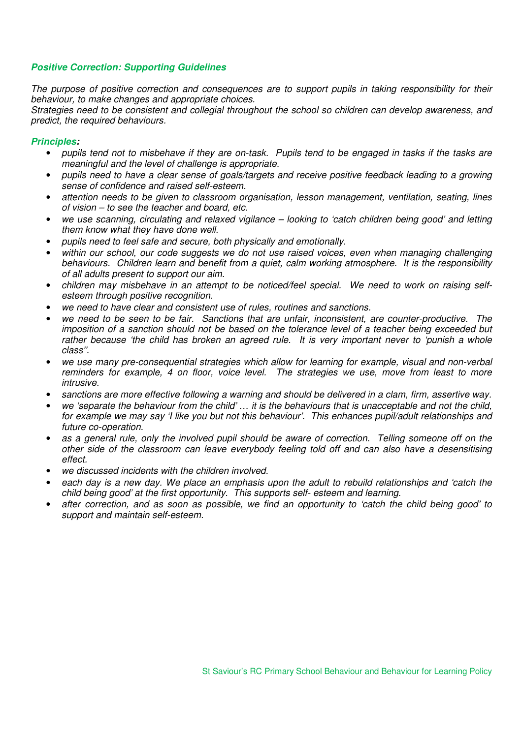## ***Positive Correction: Supporting Guidelines***

*The purpose of positive correction and consequences are to support pupils in taking responsibility for their behaviour, to make changes and appropriate choices.*
*Strategies need to be consistent and collegial throughout the school so children can develop awareness, and predict, the required behaviours.*

### ***Principles:***

- *pupils tend not to misbehave if they are on-task. Pupils tend to be engaged in tasks if the tasks are meaningful and the level of challenge is appropriate.*
- *pupils need to have a clear sense of goals/targets and receive positive feedback leading to a growing sense of confidence and raised self-esteem.*
- *attention needs to be given to classroom organisation, lesson management, ventilation, seating, lines of vision – to see the teacher and board, etc.*
- *we use scanning, circulating and relaxed vigilance – looking to 'catch children being good' and letting them know what they have done well.*
- *pupils need to feel safe and secure, both physically and emotionally.*
- *within our school, our code suggests we do not use raised voices, even when managing challenging behaviours. Children learn and benefit from a quiet, calm working atmosphere. It is the responsibility of all adults present to support our aim.*
- *children may misbehave in an attempt to be noticed/feel special. We need to work on raising self-esteem through positive recognition.*
- *we need to have clear and consistent use of rules, routines and sanctions.*
- *we need to be seen to be fair. Sanctions that are unfair, inconsistent, are counter-productive. The imposition of a sanction should not be based on the tolerance level of a teacher being exceeded but rather because 'the child has broken an agreed rule. It is very important never to 'punish a whole class''.*
- *we use many pre-consequential strategies which allow for learning for example, visual and non-verbal reminders for example, 4 on floor, voice level. The strategies we use, move from least to more intrusive.*
- *sanctions are more effective following a warning and should be delivered in a clam, firm, assertive way.*
- *we 'separate the behaviour from the child' … it is the behaviours that is unacceptable and not the child, for example we may say 'I like you but not this behaviour'. This enhances pupil/adult relationships and future co-operation.*
- *as a general rule, only the involved pupil should be aware of correction. Telling someone off on the other side of the classroom can leave everybody feeling told off and can also have a desensitising effect.*
- *we discussed incidents with the children involved.*
- *each day is a new day. We place an emphasis upon the adult to rebuild relationships and 'catch the child being good' at the first opportunity. This supports self- esteem and learning.*
- *after correction, and as soon as possible, we find an opportunity to 'catch the child being good' to support and maintain self-esteem.*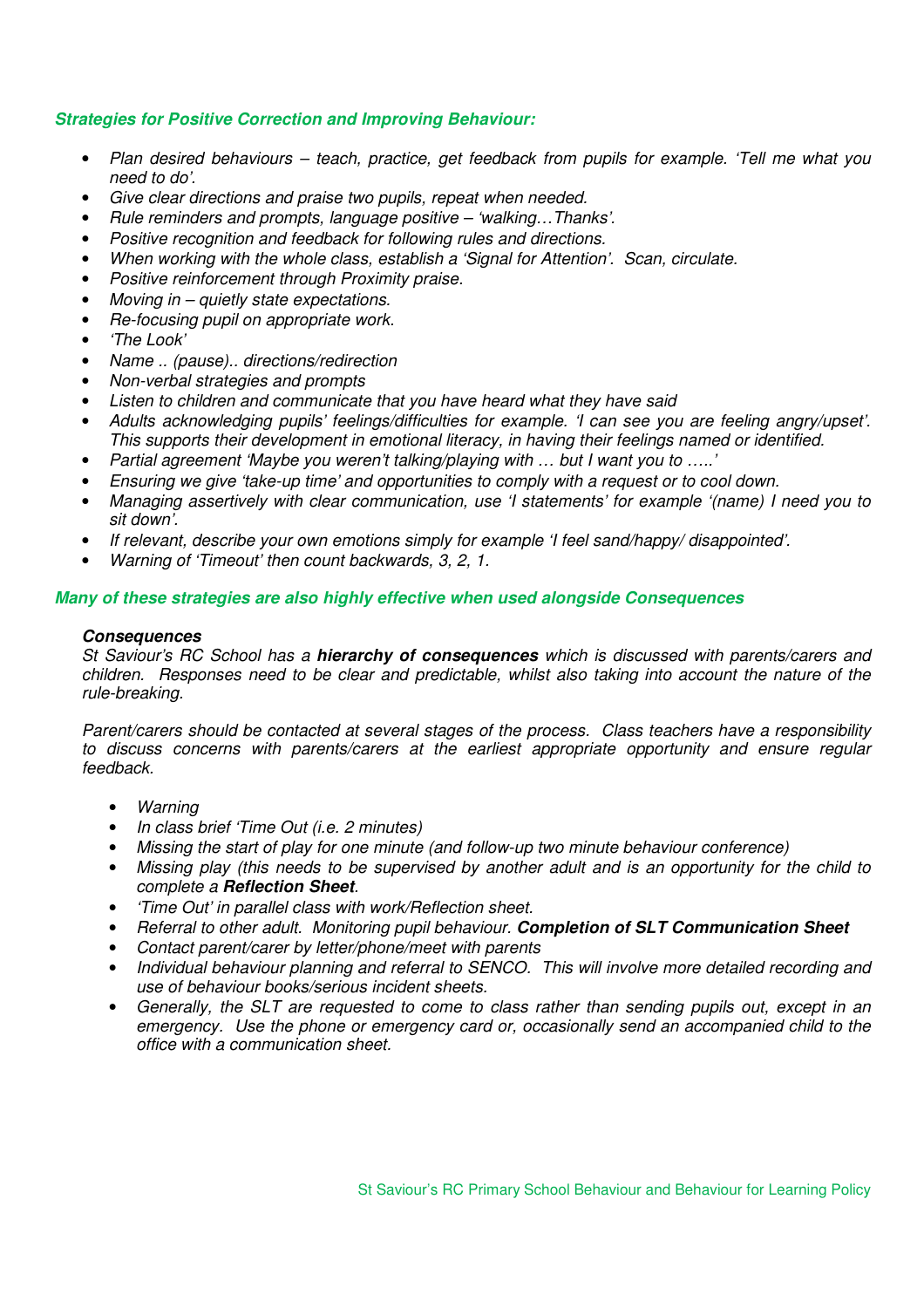### *Strategies for Positive Correction and Improving Behaviour:*

- *Plan desired behaviours – teach, practice, get feedback from pupils for example. 'Tell me what you need to do'.*
- *Give clear directions and praise two pupils, repeat when needed.*
- *Rule reminders and prompts, language positive – 'walking…Thanks'.*
- *Positive recognition and feedback for following rules and directions.*
- *When working with the whole class, establish a 'Signal for Attention'. Scan, circulate.*
- *Positive reinforcement through Proximity praise.*
- *Moving in – quietly state expectations.*
- *Re-focusing pupil on appropriate work.*
- *'The Look'*
- *Name .. (pause).. directions/redirection*
- *Non-verbal strategies and prompts*
- *Listen to children and communicate that you have heard what they have said*
- *Adults acknowledging pupils' feelings/difficulties for example. 'I can see you are feeling angry/upset'. This supports their development in emotional literacy, in having their feelings named or identified.*
- *Partial agreement 'Maybe you weren't talking/playing with … but I want you to …..'*
- *Ensuring we give 'take-up time' and opportunities to comply with a request or to cool down.*
- *Managing assertively with clear communication, use 'I statements' for example '(name) I need you to sit down'.*
- *If relevant, describe your own emotions simply for example 'I feel sand/happy/ disappointed'.*
- *Warning of 'Timeout' then count backwards, 3, 2, 1.*

### *Many of these strategies are also highly effective when used alongside Consequences*

***Consequences***

*St Saviour's RC School has a **hierarchy of consequences** which is discussed with parents/carers and children. Responses need to be clear and predictable, whilst also taking into account the nature of the rule-breaking.*

*Parent/carers should be contacted at several stages of the process. Class teachers have a responsibility to discuss concerns with parents/carers at the earliest appropriate opportunity and ensure regular feedback.*

- *Warning*
- *In class brief 'Time Out (i.e. 2 minutes)*
- *Missing the start of play for one minute (and follow-up two minute behaviour conference)*
- *Missing play (this needs to be supervised by another adult and is an opportunity for the child to complete a **Reflection Sheet**.*
- *'Time Out' in parallel class with work/Reflection sheet.*
- *Referral to other adult. Monitoring pupil behaviour. **Completion of SLT Communication Sheet***
- *Contact parent/carer by letter/phone/meet with parents*
- *Individual behaviour planning and referral to SENCO. This will involve more detailed recording and use of behaviour books/serious incident sheets.*
- *Generally, the SLT are requested to come to class rather than sending pupils out, except in an emergency. Use the phone or emergency card or, occasionally send an accompanied child to the office with a communication sheet.*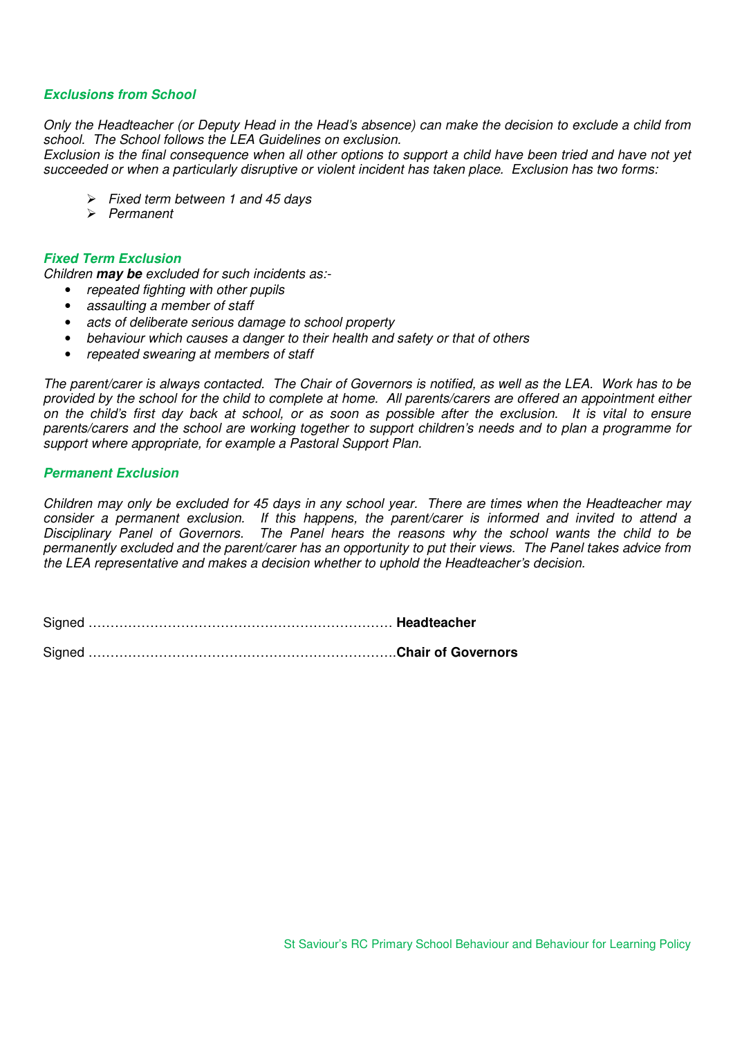### *Exclusions from School*

*Only the Headteacher (or Deputy Head in the Head's absence) can make the decision to exclude a child from school. The School follows the LEA Guidelines on exclusion.*
*Exclusion is the final consequence when all other options to support a child have been tried and have not yet succeeded or when a particularly disruptive or violent incident has taken place. Exclusion has two forms:*

- *Fixed term between 1 and 45 days*
- *Permanent*

### *Fixed Term Exclusion*

*Children **may be** excluded for such incidents as:-*

- *repeated fighting with other pupils*
- *assaulting a member of staff*
- *acts of deliberate serious damage to school property*
- *behaviour which causes a danger to their health and safety or that of others*
- *repeated swearing at members of staff*

*The parent/carer is always contacted. The Chair of Governors is notified, as well as the LEA. Work has to be provided by the school for the child to complete at home. All parents/carers are offered an appointment either on the child's first day back at school, or as soon as possible after the exclusion. It is vital to ensure parents/carers and the school are working together to support children's needs and to plan a programme for support where appropriate, for example a Pastoral Support Plan.*

### *Permanent Exclusion*

*Children may only be excluded for 45 days in any school year. There are times when the Headteacher may consider a permanent exclusion. If this happens, the parent/carer is informed and invited to attend a Disciplinary Panel of Governors. The Panel hears the reasons why the school wants the child to be permanently excluded and the parent/carer has an opportunity to put their views. The Panel takes advice from the LEA representative and makes a decision whether to uphold the Headteacher's decision.*

Signed ……………………………………………………………… **Headteacher**

Signed ………………………………………………………………**Chair of Governors**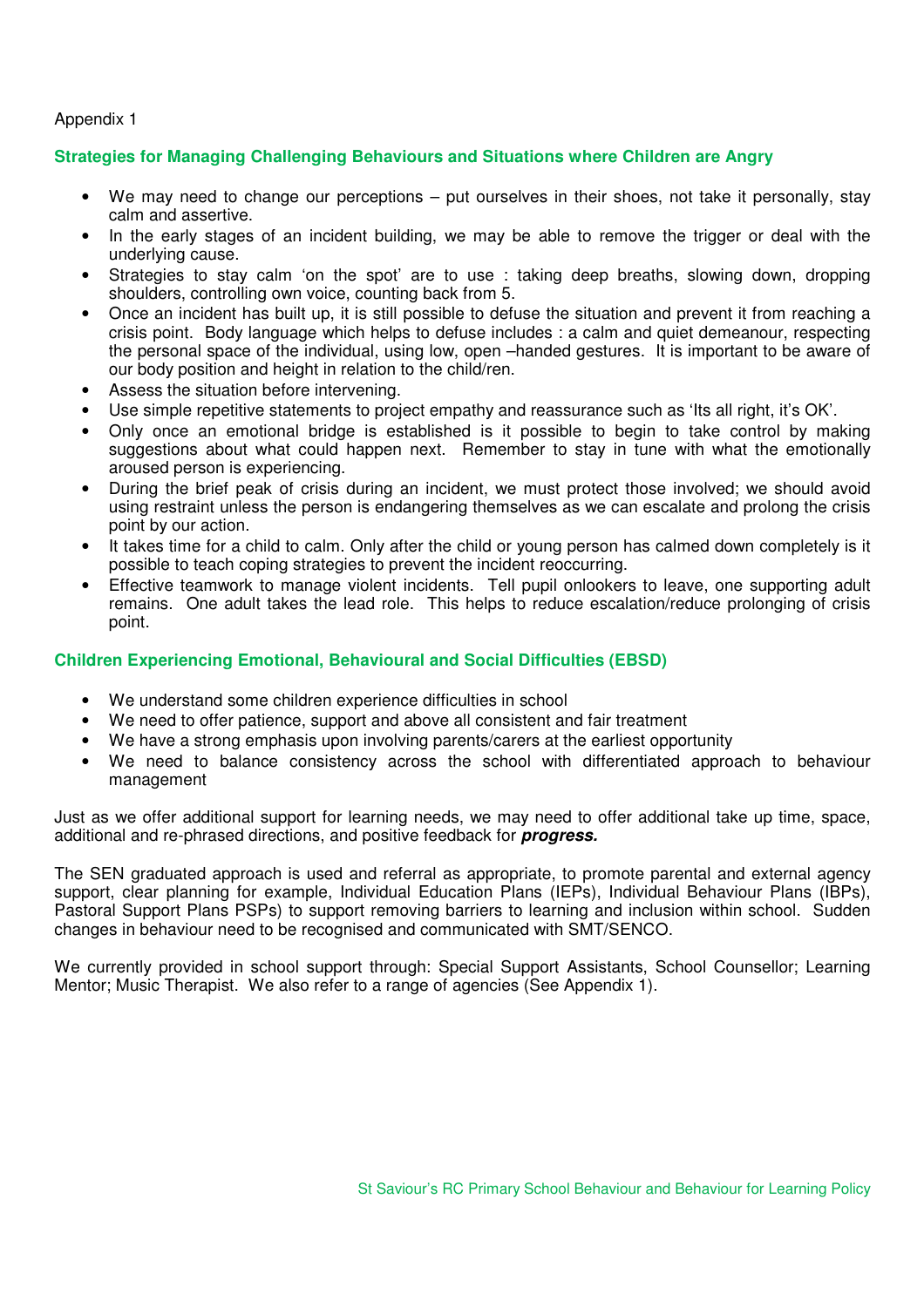Appendix 1

## Strategies for Managing Challenging Behaviours and Situations where Children are Angry

- We may need to change our perceptions – put ourselves in their shoes, not take it personally, stay calm and assertive.
- In the early stages of an incident building, we may be able to remove the trigger or deal with the underlying cause.
- Strategies to stay calm 'on the spot' are to use : taking deep breaths, slowing down, dropping shoulders, controlling own voice, counting back from 5.
- Once an incident has built up, it is still possible to defuse the situation and prevent it from reaching a crisis point. Body language which helps to defuse includes : a calm and quiet demeanour, respecting the personal space of the individual, using low, open –handed gestures. It is important to be aware of our body position and height in relation to the child/ren.
- Assess the situation before intervening.
- Use simple repetitive statements to project empathy and reassurance such as 'Its all right, it's OK'.
- Only once an emotional bridge is established is it possible to begin to take control by making suggestions about what could happen next. Remember to stay in tune with what the emotionally aroused person is experiencing.
- During the brief peak of crisis during an incident, we must protect those involved; we should avoid using restraint unless the person is endangering themselves as we can escalate and prolong the crisis point by our action.
- It takes time for a child to calm. Only after the child or young person has calmed down completely is it possible to teach coping strategies to prevent the incident reoccurring.
- Effective teamwork to manage violent incidents. Tell pupil onlookers to leave, one supporting adult remains. One adult takes the lead role. This helps to reduce escalation/reduce prolonging of crisis point.

## Children Experiencing Emotional, Behavioural and Social Difficulties (EBSD)

- We understand some children experience difficulties in school
- We need to offer patience, support and above all consistent and fair treatment
- We have a strong emphasis upon involving parents/carers at the earliest opportunity
- We need to balance consistency across the school with differentiated approach to behaviour management

Just as we offer additional support for learning needs, we may need to offer additional take up time, space, additional and re-phrased directions, and positive feedback for ***progress.***

The SEN graduated approach is used and referral as appropriate, to promote parental and external agency support, clear planning for example, Individual Education Plans (IEPs), Individual Behaviour Plans (IBPs), Pastoral Support Plans PSPs) to support removing barriers to learning and inclusion within school. Sudden changes in behaviour need to be recognised and communicated with SMT/SENCO.

We currently provided in school support through: Special Support Assistants, School Counsellor; Learning Mentor; Music Therapist. We also refer to a range of agencies (See Appendix 1).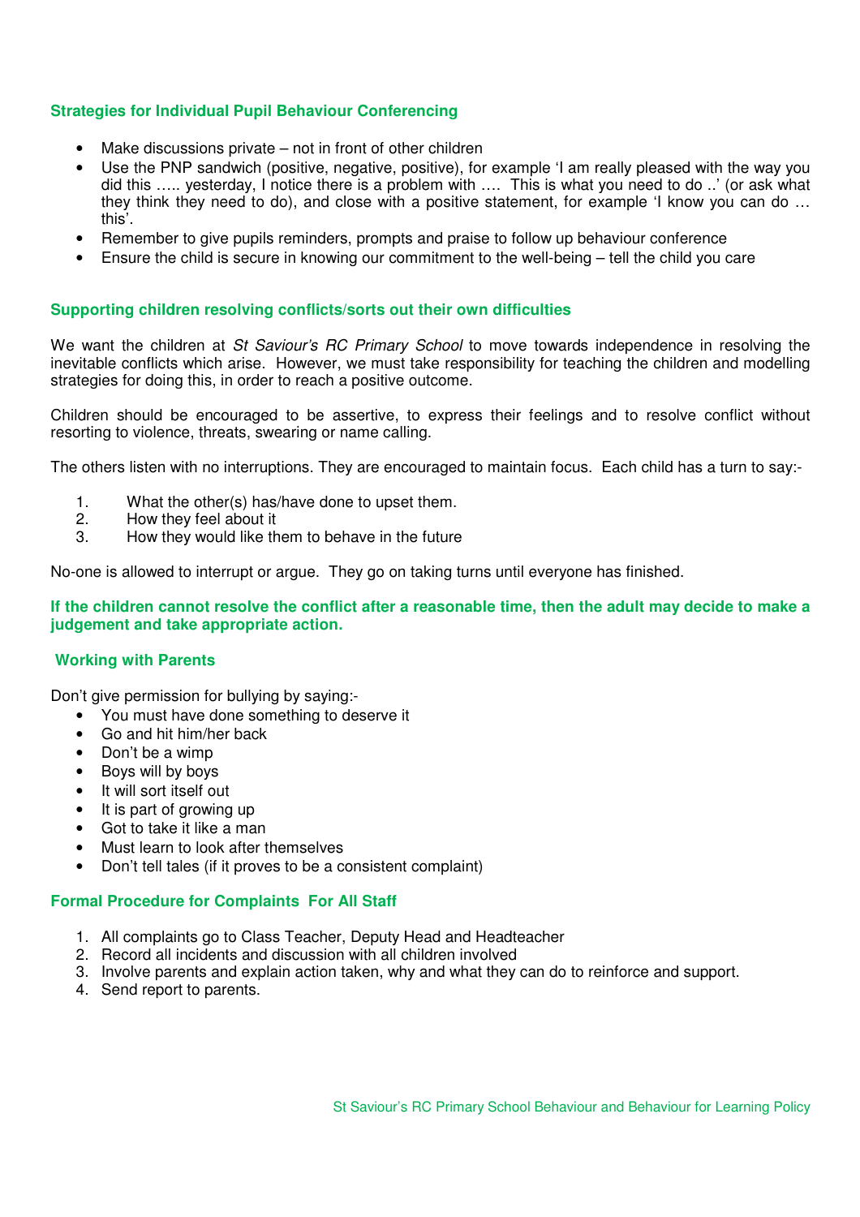### Strategies for Individual Pupil Behaviour Conferencing

- Make discussions private – not in front of other children
- Use the PNP sandwich (positive, negative, positive), for example 'I am really pleased with the way you did this ….. yesterday, I notice there is a problem with …. This is what you need to do ..' (or ask what they think they need to do), and close with a positive statement, for example 'I know you can do … this'.
- Remember to give pupils reminders, prompts and praise to follow up behaviour conference
- Ensure the child is secure in knowing our commitment to the well-being – tell the child you care

### Supporting children resolving conflicts/sorts out their own difficulties

We want the children at *St Saviour's RC Primary School* to move towards independence in resolving the inevitable conflicts which arise. However, we must take responsibility for teaching the children and modelling strategies for doing this, in order to reach a positive outcome.

Children should be encouraged to be assertive, to express their feelings and to resolve conflict without resorting to violence, threats, swearing or name calling.

The others listen with no interruptions. They are encouraged to maintain focus. Each child has a turn to say:-

1. What the other(s) has/have done to upset them.
2. How they feel about it
3. How they would like them to behave in the future

No-one is allowed to interrupt or argue. They go on taking turns until everyone has finished.

**If the children cannot resolve the conflict after a reasonable time, then the adult may decide to make a judgement and take appropriate action.**

### Working with Parents

Don't give permission for bullying by saying:-

- You must have done something to deserve it
- Go and hit him/her back
- Don't be a wimp
- Boys will by boys
- It will sort itself out
- It is part of growing up
- Got to take it like a man
- Must learn to look after themselves
- Don't tell tales (if it proves to be a consistent complaint)

### Formal Procedure for Complaints For All Staff

1. All complaints go to Class Teacher, Deputy Head and Headteacher
2. Record all incidents and discussion with all children involved
3. Involve parents and explain action taken, why and what they can do to reinforce and support.
4. Send report to parents.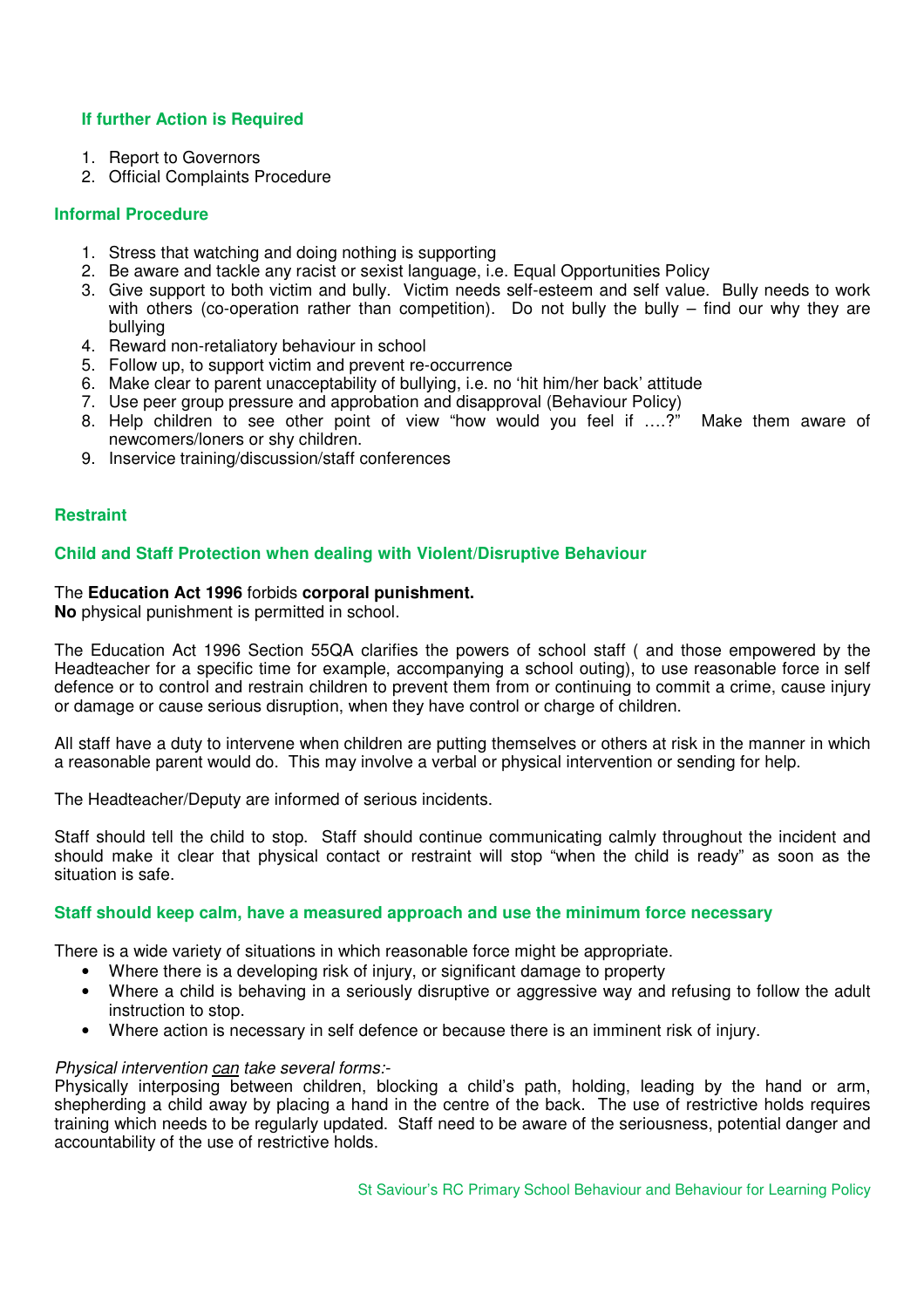### If further Action is Required

1. Report to Governors
2. Official Complaints Procedure

### Informal Procedure

1. Stress that watching and doing nothing is supporting
2. Be aware and tackle any racist or sexist language, i.e. Equal Opportunities Policy
3. Give support to both victim and bully. Victim needs self-esteem and self value. Bully needs to work with others (co-operation rather than competition). Do not bully the bully – find our why they are bullying
4. Reward non-retaliatory behaviour in school
5. Follow up, to support victim and prevent re-occurrence
6. Make clear to parent unacceptability of bullying, i.e. no 'hit him/her back' attitude
7. Use peer group pressure and approbation and disapproval (Behaviour Policy)
8. Help children to see other point of view "how would you feel if ….?" Make them aware of newcomers/loners or shy children.
9. Inservice training/discussion/staff conferences

## Restraint

### Child and Staff Protection when dealing with Violent/Disruptive Behaviour

The **Education Act 1996** forbids **corporal punishment.**
**No** physical punishment is permitted in school.

The Education Act 1996 Section 55QA clarifies the powers of school staff ( and those empowered by the Headteacher for a specific time for example, accompanying a school outing), to use reasonable force in self defence or to control and restrain children to prevent them from or continuing to commit a crime, cause injury or damage or cause serious disruption, when they have control or charge of children.

All staff have a duty to intervene when children are putting themselves or others at risk in the manner in which a reasonable parent would do. This may involve a verbal or physical intervention or sending for help.

The Headteacher/Deputy are informed of serious incidents.

Staff should tell the child to stop. Staff should continue communicating calmly throughout the incident and should make it clear that physical contact or restraint will stop "when the child is ready" as soon as the situation is safe.

### Staff should keep calm, have a measured approach and use the minimum force necessary

There is a wide variety of situations in which reasonable force might be appropriate.

- Where there is a developing risk of injury, or significant damage to property
- Where a child is behaving in a seriously disruptive or aggressive way and refusing to follow the adult instruction to stop.
- Where action is necessary in self defence or because there is an imminent risk of injury.

*Physical intervention can take several forms:-*
Physically interposing between children, blocking a child's path, holding, leading by the hand or arm, shepherding a child away by placing a hand in the centre of the back. The use of restrictive holds requires training which needs to be regularly updated. Staff need to be aware of the seriousness, potential danger and accountability of the use of restrictive holds.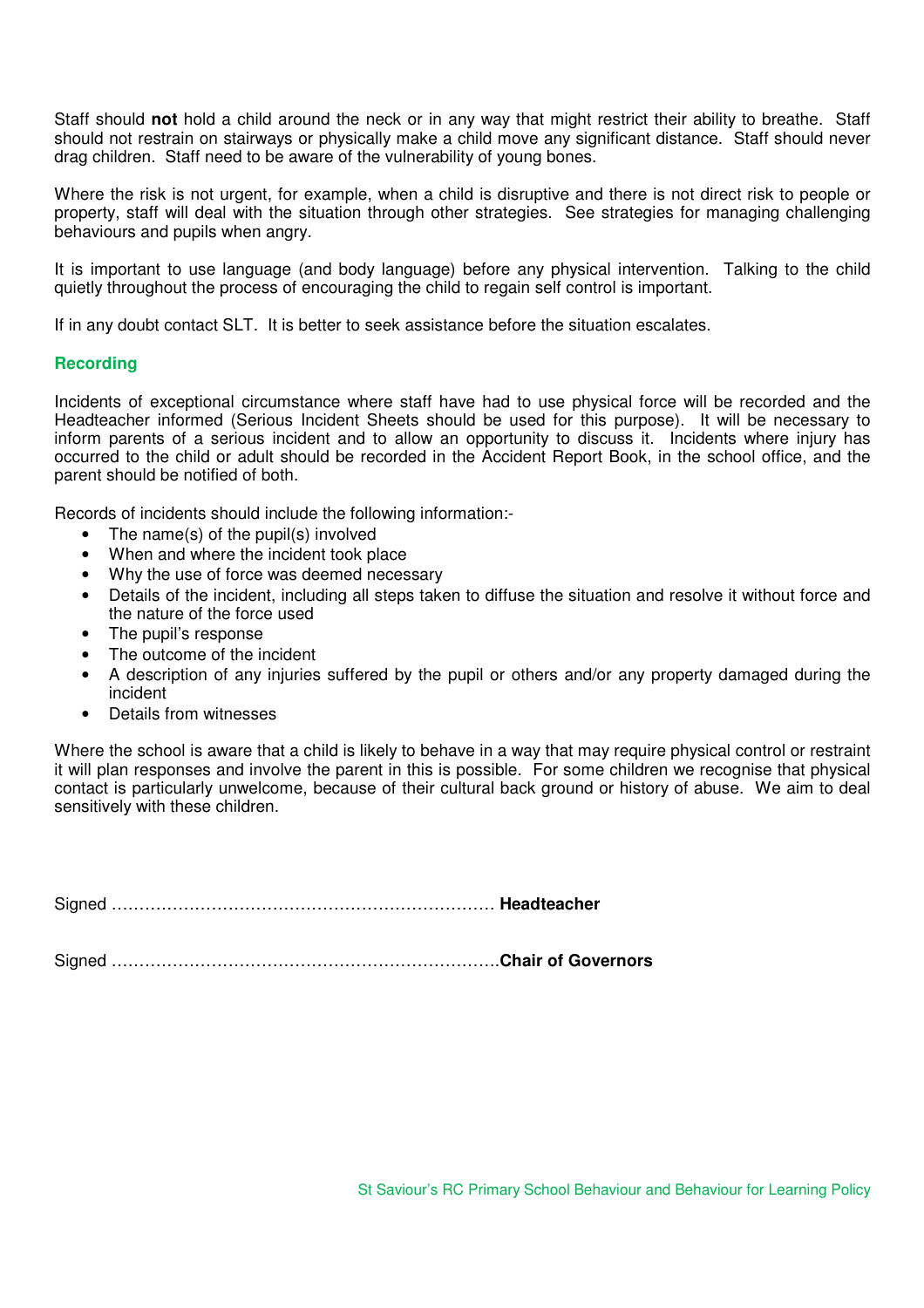Staff should **not** hold a child around the neck or in any way that might restrict their ability to breathe. Staff should not restrain on stairways or physically make a child move any significant distance. Staff should never drag children. Staff need to be aware of the vulnerability of young bones.

Where the risk is not urgent, for example, when a child is disruptive and there is not direct risk to people or property, staff will deal with the situation through other strategies. See strategies for managing challenging behaviours and pupils when angry.

It is important to use language (and body language) before any physical intervention. Talking to the child quietly throughout the process of encouraging the child to regain self control is important.

If in any doubt contact SLT. It is better to seek assistance before the situation escalates.

## Recording

Incidents of exceptional circumstance where staff have had to use physical force will be recorded and the Headteacher informed (Serious Incident Sheets should be used for this purpose). It will be necessary to inform parents of a serious incident and to allow an opportunity to discuss it. Incidents where injury has occurred to the child or adult should be recorded in the Accident Report Book, in the school office, and the parent should be notified of both.

Records of incidents should include the following information:-

- The name(s) of the pupil(s) involved
- When and where the incident took place
- Why the use of force was deemed necessary
- Details of the incident, including all steps taken to diffuse the situation and resolve it without force and the nature of the force used
- The pupil's response
- The outcome of the incident
- A description of any injuries suffered by the pupil or others and/or any property damaged during the incident
- Details from witnesses

Where the school is aware that a child is likely to behave in a way that may require physical control or restraint it will plan responses and involve the parent in this is possible. For some children we recognise that physical contact is particularly unwelcome, because of their cultural back ground or history of abuse. We aim to deal sensitively with these children.

Signed ……………………………………………………………… **Headteacher**

Signed ………………………………………………………………**Chair of Governors**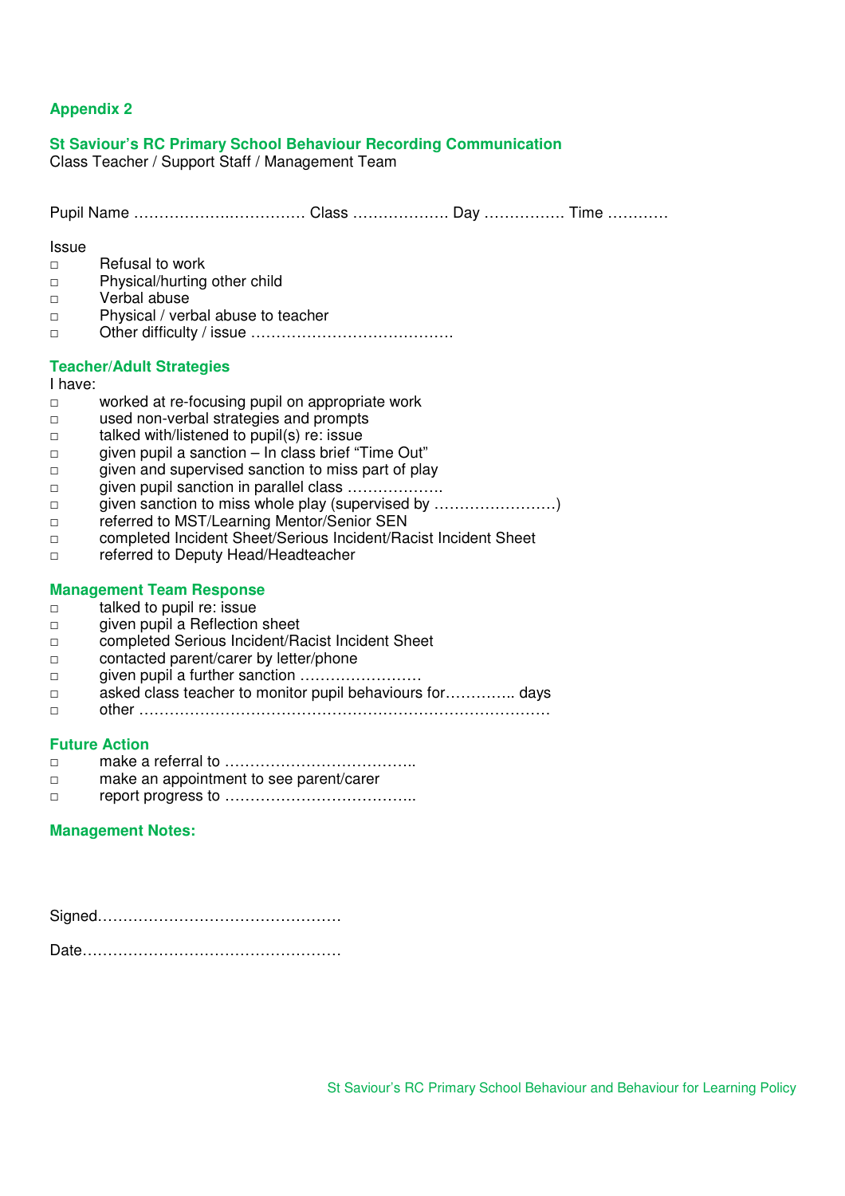## Appendix 2

### St Saviour's RC Primary School Behaviour Recording Communication

Class Teacher / Support Staff / Management Team

Pupil Name ……………….…………… Class ………………. Day ……………. Time …………

Issue

- □ Refusal to work
- □ Physical/hurting other child
- □ Verbal abuse
- □ Physical / verbal abuse to teacher
- □ Other difficulty / issue ………………………………….

### Teacher/Adult Strategies

I have:

- □ worked at re-focusing pupil on appropriate work
- □ used non-verbal strategies and prompts
- □ talked with/listened to pupil(s) re: issue
- □ given pupil a sanction – In class brief "Time Out"
- □ given and supervised sanction to miss part of play
- □ given pupil sanction in parallel class ……………….
- □ given sanction to miss whole play (supervised by ……………………)
- □ referred to MST/Learning Mentor/Senior SEN
- □ completed Incident Sheet/Serious Incident/Racist Incident Sheet
- □ referred to Deputy Head/Headteacher

### Management Team Response

- □ talked to pupil re: issue
- □ given pupil a Reflection sheet
- □ completed Serious Incident/Racist Incident Sheet
- □ contacted parent/carer by letter/phone
- □ given pupil a further sanction ……………………
- □ asked class teacher to monitor pupil behaviours for………….. days
- □ other ……………………………………………………………………

### Future Action

- □ make a referral to ………………………………..
- □ make an appointment to see parent/carer
- □ report progress to ………………………………..

### Management Notes:

Signed…………………………………………

Date……………………………………………